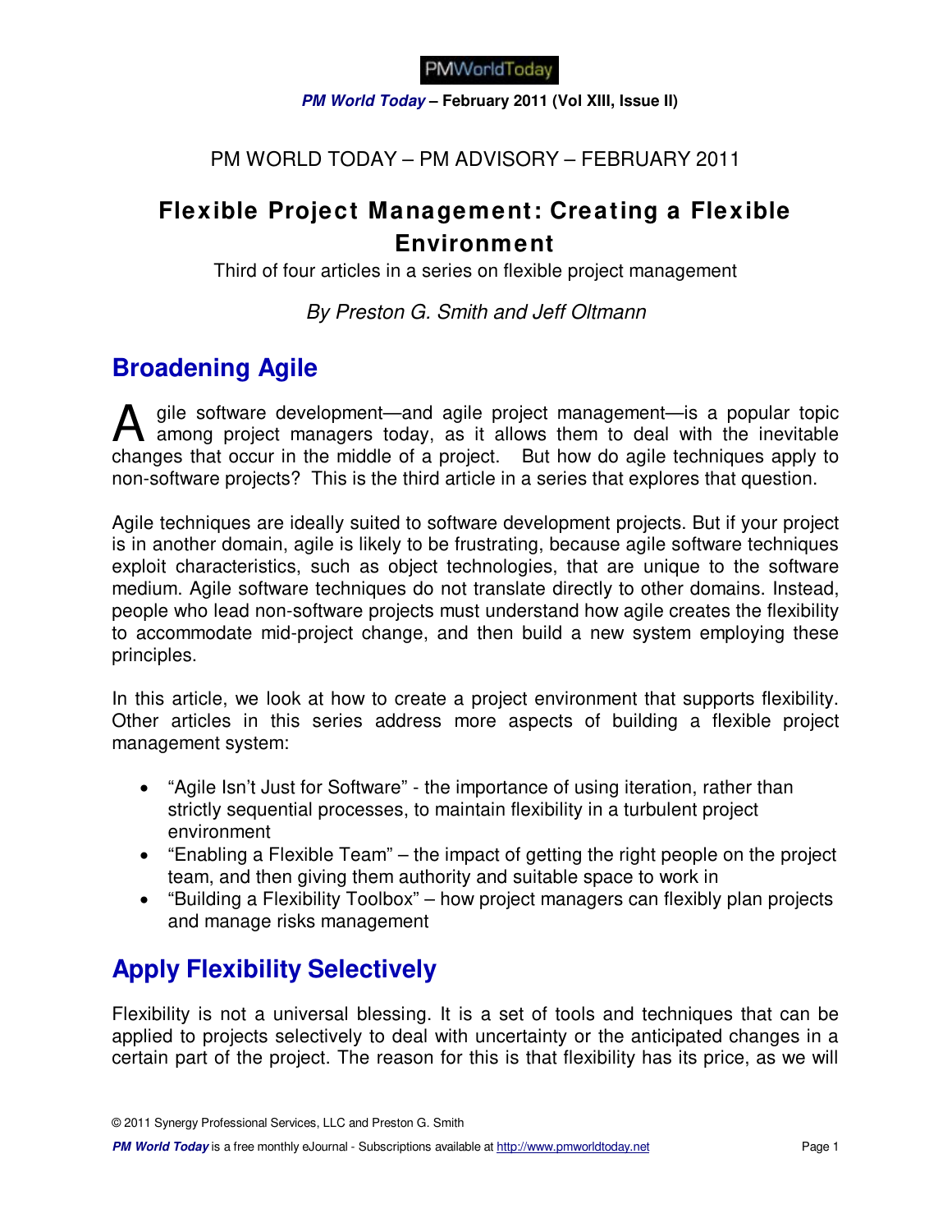PM WORLD TODAY – PM ADVISORY – FEBRUARY 2011

# Flexible Project Management: Creating a Flexible Environment

Third of four articles in a series on flexible project management

*By Preston G. Smith and Jeff Oltmann*

## Broadening Agile

Agile software development—and agile project management—is a popular topic among project managers today, as it allows them to deal with the inevitable changes that occur in the middle of a project. But how do agile techniques apply to non-software projects? This is the third article in a series that explores that question.

Agile techniques are ideally suited to software development projects. But if your project is in another domain, agile is likely to be frustrating, because agile software techniques exploit characteristics, such as object technologies, that are unique to the software medium. Agile software techniques do not translate directly to other domains. Instead, people who lead non-software projects must understand how agile creates the flexibility to accommodate mid-project change, and then build a new system employing these principles.

In this article, we look at how to create a project environment that supports flexibility. Other articles in this series address more aspects of building a flexible project management system:

- "Agile Isn't Just for Software" - the importance of using iteration, rather than strictly sequential processes, to maintain flexibility in a turbulent project environment
- "Enabling a Flexible Team" – the impact of getting the right people on the project team, and then giving them authority and suitable space to work in
- "Building a Flexibility Toolbox" – how project managers can flexibly plan projects and manage risks management

## Apply Flexibility Selectively

Flexibility is not a universal blessing. It is a set of tools and techniques that can be applied to projects selectively to deal with uncertainty or the anticipated changes in a certain part of the project. The reason for this is that flexibility has its price, as we will

© 2011 Synergy Professional Services, LLC and Preston G. Smith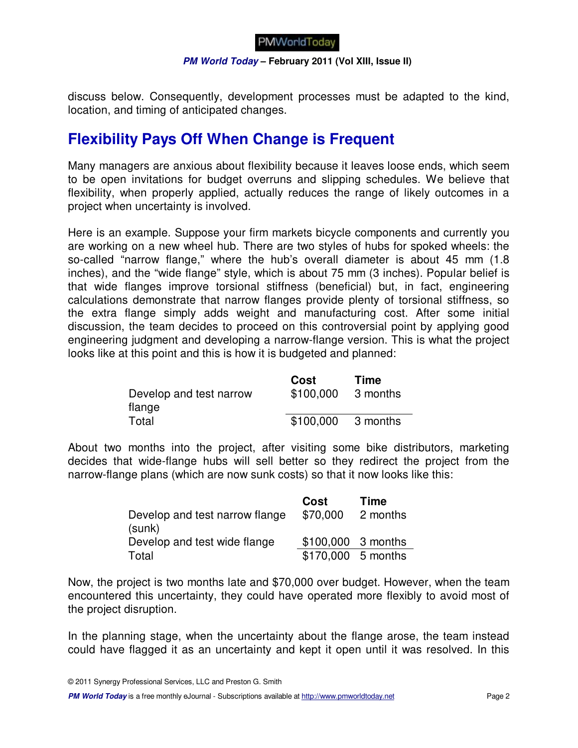discuss below. Consequently, development processes must be adapted to the kind, location, and timing of anticipated changes.

## Flexibility Pays Off When Change is Frequent

Many managers are anxious about flexibility because it leaves loose ends, which seem to be open invitations for budget overruns and slipping schedules. We believe that flexibility, when properly applied, actually reduces the range of likely outcomes in a project when uncertainty is involved.

Here is an example. Suppose your firm markets bicycle components and currently you are working on a new wheel hub. There are two styles of hubs for spoked wheels: the so-called "narrow flange," where the hub's overall diameter is about 45 mm (1.8 inches), and the "wide flange" style, which is about 75 mm (3 inches). Popular belief is that wide flanges improve torsional stiffness (beneficial) but, in fact, engineering calculations demonstrate that narrow flanges provide plenty of torsional stiffness, so the extra flange simply adds weight and manufacturing cost. After some initial discussion, the team decides to proceed on this controversial point by applying good engineering judgment and developing a narrow-flange version. This is what the project looks like at this point and this is how it is budgeted and planned:

| | Cost | Time |
|---|---|---|
| Develop and test narrow flange | $100,000 | 3 months |
| Total | $100,000 | 3 months |

About two months into the project, after visiting some bike distributors, marketing decides that wide-flange hubs will sell better so they redirect the project from the narrow-flange plans (which are now sunk costs) so that it now looks like this:

| | Cost | Time |
|---|---|---|
| Develop and test narrow flange (sunk) | $70,000 | 2 months |
| Develop and test wide flange | $100,000 | 3 months |
| Total | $170,000 | 5 months |

Now, the project is two months late and $70,000 over budget. However, when the team encountered this uncertainty, they could have operated more flexibly to avoid most of the project disruption.

In the planning stage, when the uncertainty about the flange arose, the team instead could have flagged it as an uncertainty and kept it open until it was resolved. In this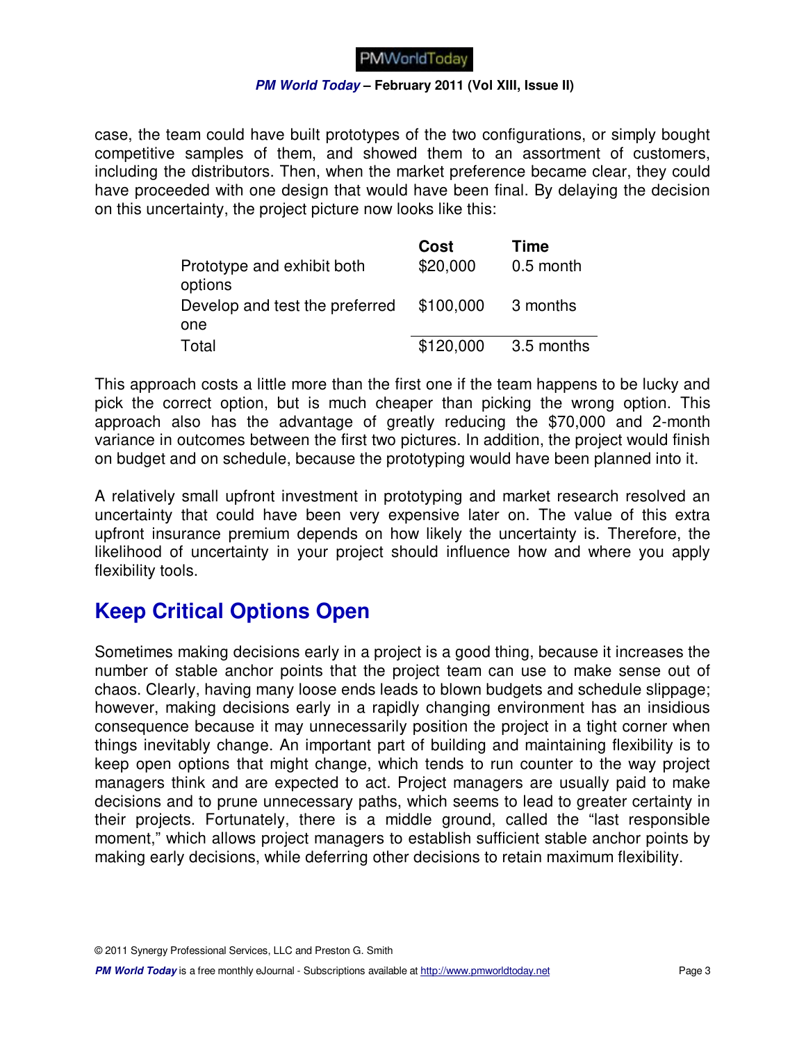case, the team could have built prototypes of the two configurations, or simply bought competitive samples of them, and showed them to an assortment of customers, including the distributors. Then, when the market preference became clear, they could have proceeded with one design that would have been final. By delaying the decision on this uncertainty, the project picture now looks like this:

| | Cost | Time |
|---|---|---|
| Prototype and exhibit both options | $20,000 | 0.5 month |
| Develop and test the preferred one | $100,000 | 3 months |
| Total | $120,000 | 3.5 months |

This approach costs a little more than the first one if the team happens to be lucky and pick the correct option, but is much cheaper than picking the wrong option. This approach also has the advantage of greatly reducing the $70,000 and 2-month variance in outcomes between the first two pictures. In addition, the project would finish on budget and on schedule, because the prototyping would have been planned into it.

A relatively small upfront investment in prototyping and market research resolved an uncertainty that could have been very expensive later on. The value of this extra upfront insurance premium depends on how likely the uncertainty is. Therefore, the likelihood of uncertainty in your project should influence how and where you apply flexibility tools.

## Keep Critical Options Open

Sometimes making decisions early in a project is a good thing, because it increases the number of stable anchor points that the project team can use to make sense out of chaos. Clearly, having many loose ends leads to blown budgets and schedule slippage; however, making decisions early in a rapidly changing environment has an insidious consequence because it may unnecessarily position the project in a tight corner when things inevitably change. An important part of building and maintaining flexibility is to keep open options that might change, which tends to run counter to the way project managers think and are expected to act. Project managers are usually paid to make decisions and to prune unnecessary paths, which seems to lead to greater certainty in their projects. Fortunately, there is a middle ground, called the "last responsible moment," which allows project managers to establish sufficient stable anchor points by making early decisions, while deferring other decisions to retain maximum flexibility.

© 2011 Synergy Professional Services, LLC and Preston G. Smith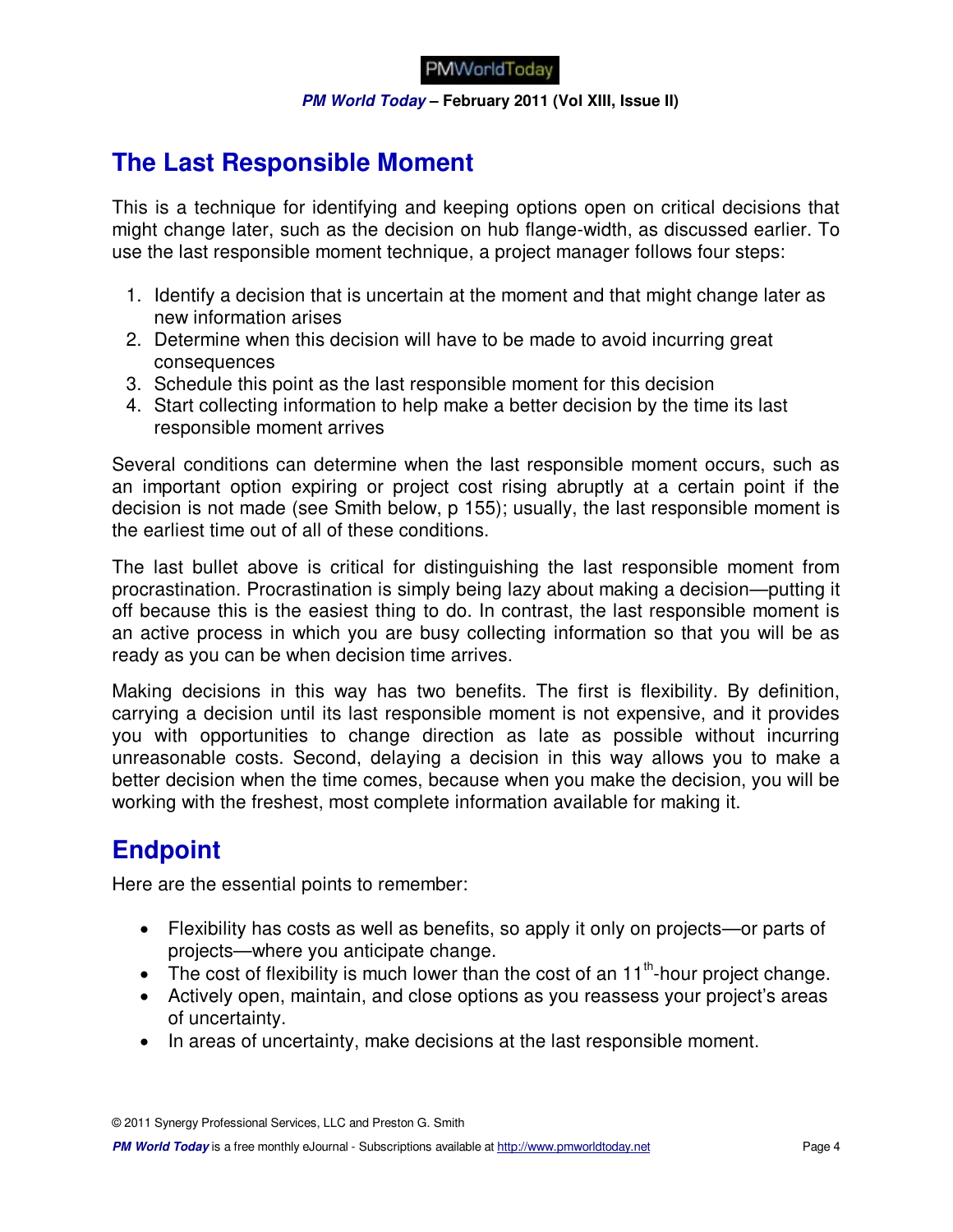## The Last Responsible Moment

This is a technique for identifying and keeping options open on critical decisions that might change later, such as the decision on hub flange-width, as discussed earlier. To use the last responsible moment technique, a project manager follows four steps:

1. Identify a decision that is uncertain at the moment and that might change later as new information arises
2. Determine when this decision will have to be made to avoid incurring great consequences
3. Schedule this point as the last responsible moment for this decision
4. Start collecting information to help make a better decision by the time its last responsible moment arrives

Several conditions can determine when the last responsible moment occurs, such as an important option expiring or project cost rising abruptly at a certain point if the decision is not made (see Smith below, p 155); usually, the last responsible moment is the earliest time out of all of these conditions.

The last bullet above is critical for distinguishing the last responsible moment from procrastination. Procrastination is simply being lazy about making a decision—putting it off because this is the easiest thing to do. In contrast, the last responsible moment is an active process in which you are busy collecting information so that you will be as ready as you can be when decision time arrives.

Making decisions in this way has two benefits. The first is flexibility. By definition, carrying a decision until its last responsible moment is not expensive, and it provides you with opportunities to change direction as late as possible without incurring unreasonable costs. Second, delaying a decision in this way allows you to make a better decision when the time comes, because when you make the decision, you will be working with the freshest, most complete information available for making it.

## Endpoint

Here are the essential points to remember:

- Flexibility has costs as well as benefits, so apply it only on projects—or parts of projects—where you anticipate change.
- The cost of flexibility is much lower than the cost of an 11th-hour project change.
- Actively open, maintain, and close options as you reassess your project's areas of uncertainty.
- In areas of uncertainty, make decisions at the last responsible moment.

© 2011 Synergy Professional Services, LLC and Preston G. Smith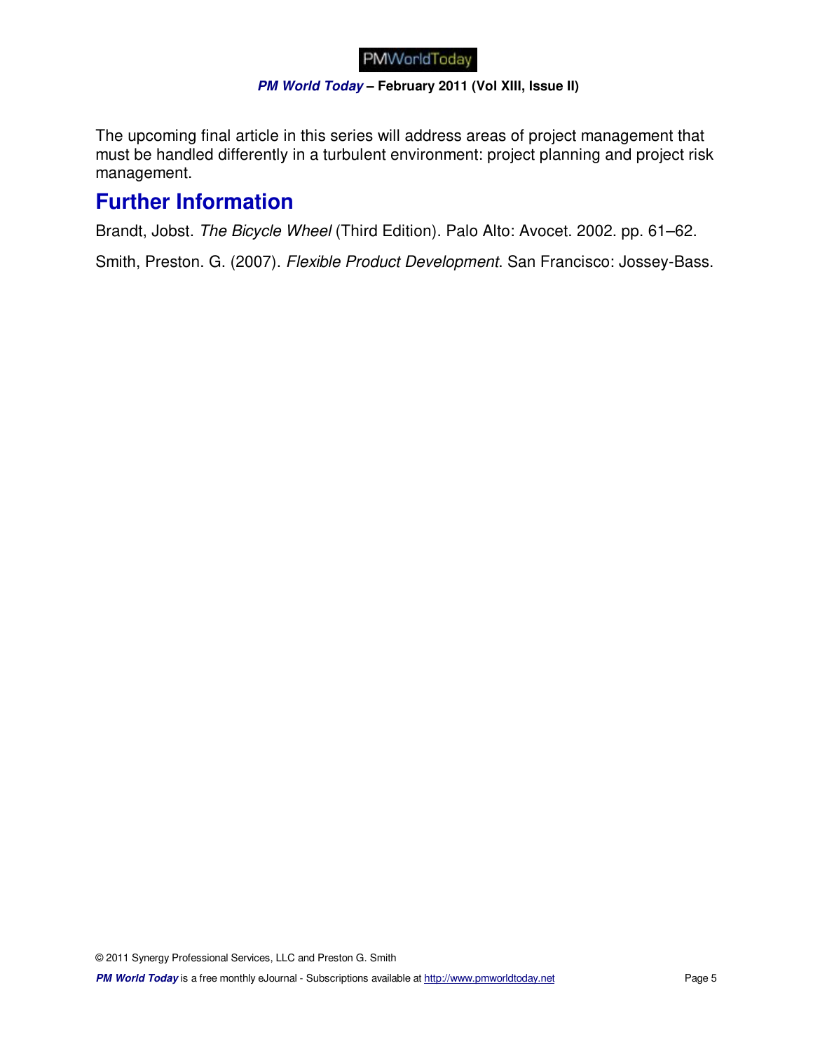The upcoming final article in this series will address areas of project management that must be handled differently in a turbulent environment: project planning and project risk management.

## Further Information

Brandt, Jobst. *The Bicycle Wheel* (Third Edition). Palo Alto: Avocet. 2002. pp. 61–62.

Smith, Preston. G. (2007). *Flexible Product Development*. San Francisco: Jossey-Bass.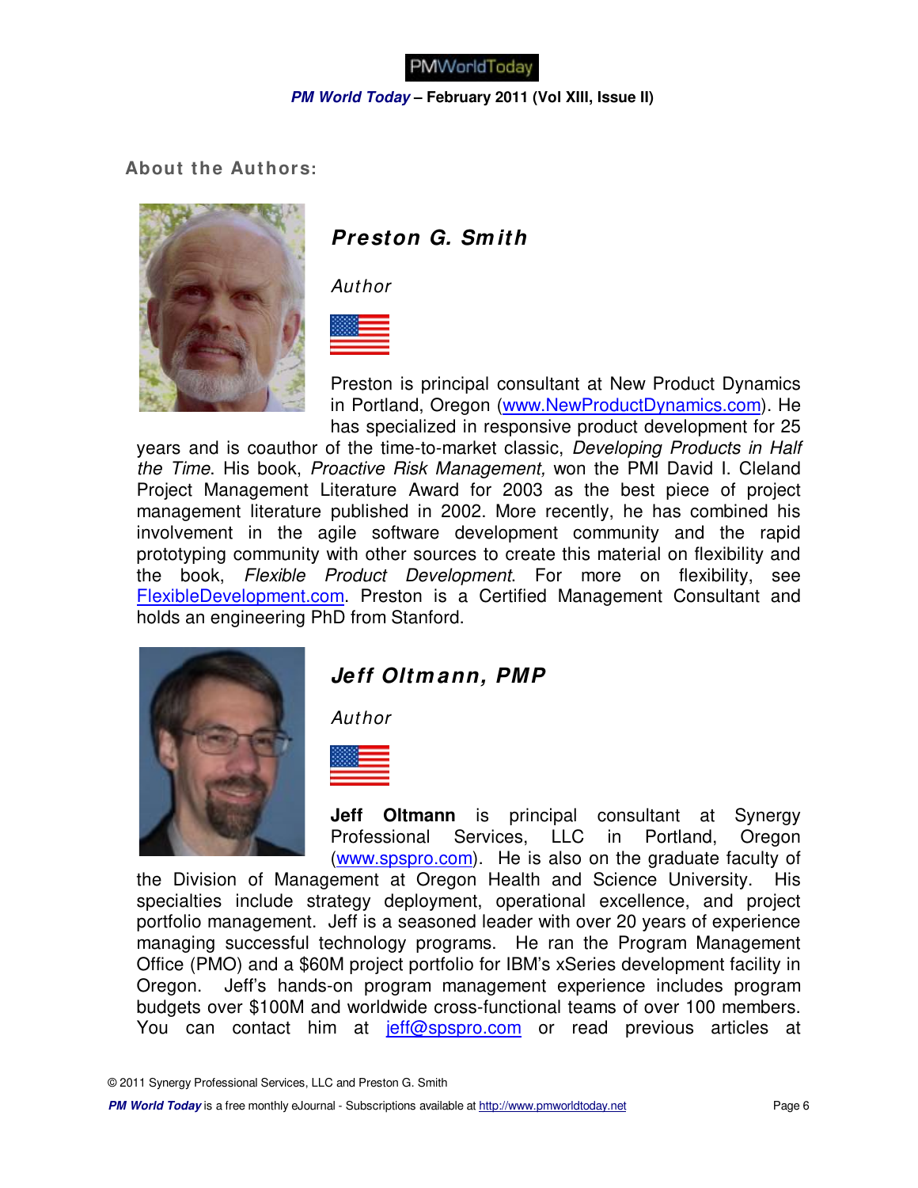## About the Authors:

### *Preston G. Smith*

*Author*

Preston is principal consultant at New Product Dynamics in Portland, Oregon (www.NewProductDynamics.com). He has specialized in responsive product development for 25 years and is coauthor of the time-to-market classic, *Developing Products in Half the Time*. His book, *Proactive Risk Management,* won the PMI David I. Cleland Project Management Literature Award for 2003 as the best piece of project management literature published in 2002. More recently, he has combined his involvement in the agile software development community and the rapid prototyping community with other sources to create this material on flexibility and the book, *Flexible Product Development*. For more on flexibility, see FlexibleDevelopment.com. Preston is a Certified Management Consultant and holds an engineering PhD from Stanford.

### *Jeff Oltmann, PMP*

*Author*

**Jeff Oltmann** is principal consultant at Synergy Professional Services, LLC in Portland, Oregon (www.spspro.com). He is also on the graduate faculty of the Division of Management at Oregon Health and Science University. His specialties include strategy deployment, operational excellence, and project portfolio management. Jeff is a seasoned leader with over 20 years of experience managing successful technology programs. He ran the Program Management Office (PMO) and a $60M project portfolio for IBM's xSeries development facility in Oregon. Jeff's hands-on program management experience includes program budgets over $100M and worldwide cross-functional teams of over 100 members. You can contact him at jeff@spspro.com or read previous articles at

© 2011 Synergy Professional Services, LLC and Preston G. Smith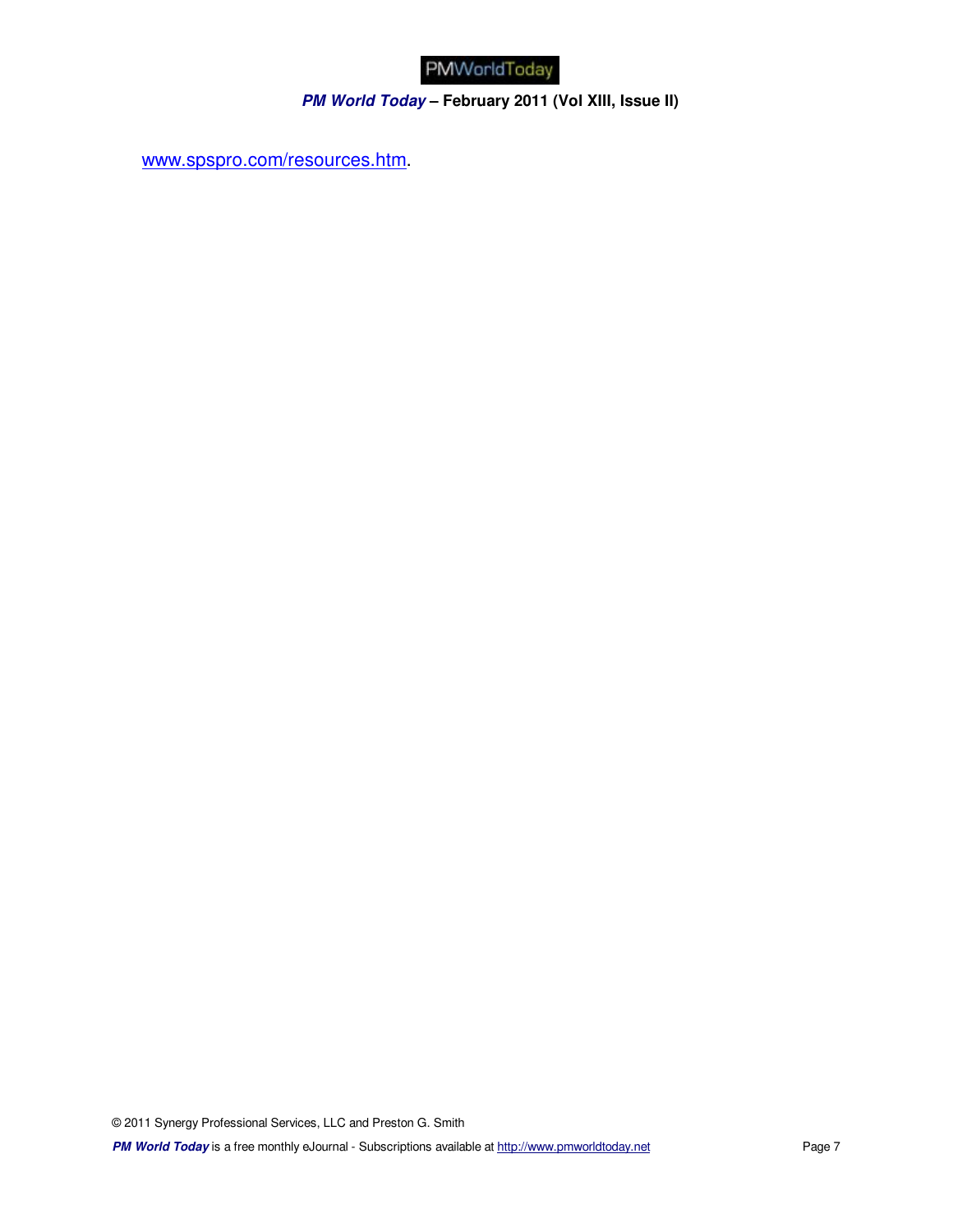www.spspro.com/resources.htm.

© 2011 Synergy Professional Services, LLC and Preston G. Smith